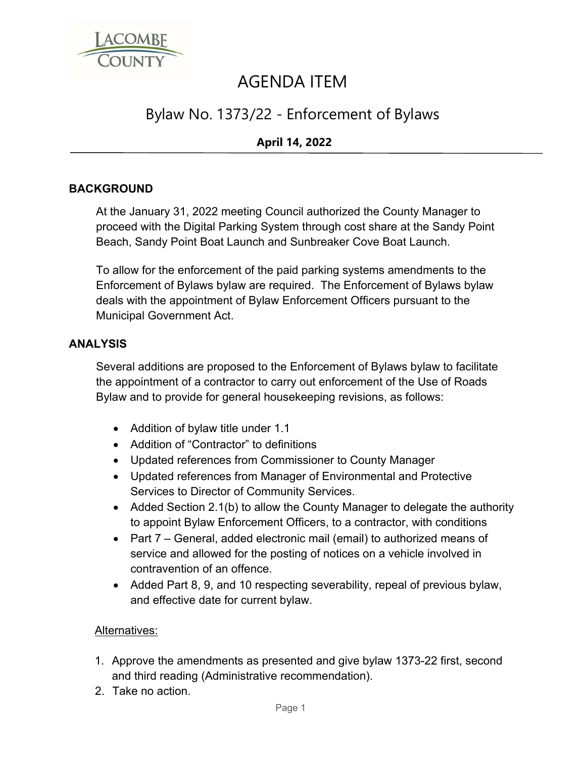# AGENDA ITEM

## Bylaw No. 1373/22 - Enforcement of Bylaws

**April 14, 2022**

### BACKGROUND

At the January 31, 2022 meeting Council authorized the County Manager to proceed with the Digital Parking System through cost share at the Sandy Point Beach, Sandy Point Boat Launch and Sunbreaker Cove Boat Launch.

To allow for the enforcement of the paid parking systems amendments to the Enforcement of Bylaws bylaw are required. The Enforcement of Bylaws bylaw deals with the appointment of Bylaw Enforcement Officers pursuant to the Municipal Government Act.

### ANALYSIS

Several additions are proposed to the Enforcement of Bylaws bylaw to facilitate the appointment of a contractor to carry out enforcement of the Use of Roads Bylaw and to provide for general housekeeping revisions, as follows:

- Addition of bylaw title under 1.1
- Addition of "Contractor" to definitions
- Updated references from Commissioner to County Manager
- Updated references from Manager of Environmental and Protective Services to Director of Community Services.
- Added Section 2.1(b) to allow the County Manager to delegate the authority to appoint Bylaw Enforcement Officers, to a contractor, with conditions
- Part 7 – General, added electronic mail (email) to authorized means of service and allowed for the posting of notices on a vehicle involved in contravention of an offence.
- Added Part 8, 9, and 10 respecting severability, repeal of previous bylaw, and effective date for current bylaw.

<u>Alternatives:</u>

1. Approve the amendments as presented and give bylaw 1373-22 first, second and third reading (Administrative recommendation).
2. Take no action.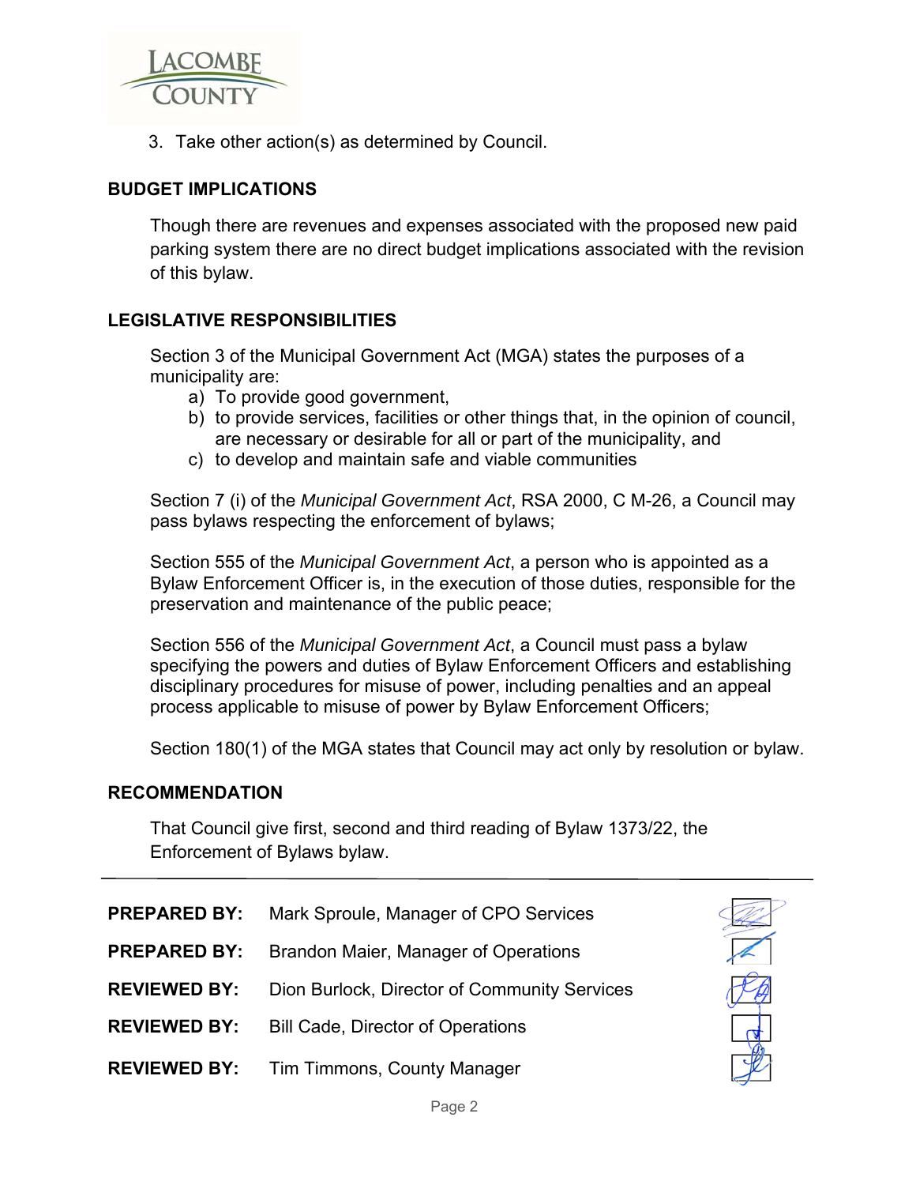3. Take other action(s) as determined by Council.

## BUDGET IMPLICATIONS

Though there are revenues and expenses associated with the proposed new paid parking system there are no direct budget implications associated with the revision of this bylaw.

## LEGISLATIVE RESPONSIBILITIES

Section 3 of the Municipal Government Act (MGA) states the purposes of a municipality are:

a) To provide good government,
b) to provide services, facilities or other things that, in the opinion of council, are necessary or desirable for all or part of the municipality, and
c) to develop and maintain safe and viable communities

Section 7 (i) of the *Municipal Government Act*, RSA 2000, C M-26, a Council may pass bylaws respecting the enforcement of bylaws;

Section 555 of the *Municipal Government Act*, a person who is appointed as a Bylaw Enforcement Officer is, in the execution of those duties, responsible for the preservation and maintenance of the public peace;

Section 556 of the *Municipal Government Act*, a Council must pass a bylaw specifying the powers and duties of Bylaw Enforcement Officers and establishing disciplinary procedures for misuse of power, including penalties and an appeal process applicable to misuse of power by Bylaw Enforcement Officers;

Section 180(1) of the MGA states that Council may act only by resolution or bylaw.

## RECOMMENDATION

That Council give first, second and third reading of Bylaw 1373/22, the Enforcement of Bylaws bylaw.

---

**PREPARED BY:** Mark Sproule, Manager of CPO Services

**PREPARED BY:** Brandon Maier, Manager of Operations

**REVIEWED BY:** Dion Burlock, Director of Community Services

**REVIEWED BY:** Bill Cade, Director of Operations

**REVIEWED BY:** Tim Timmons, County Manager